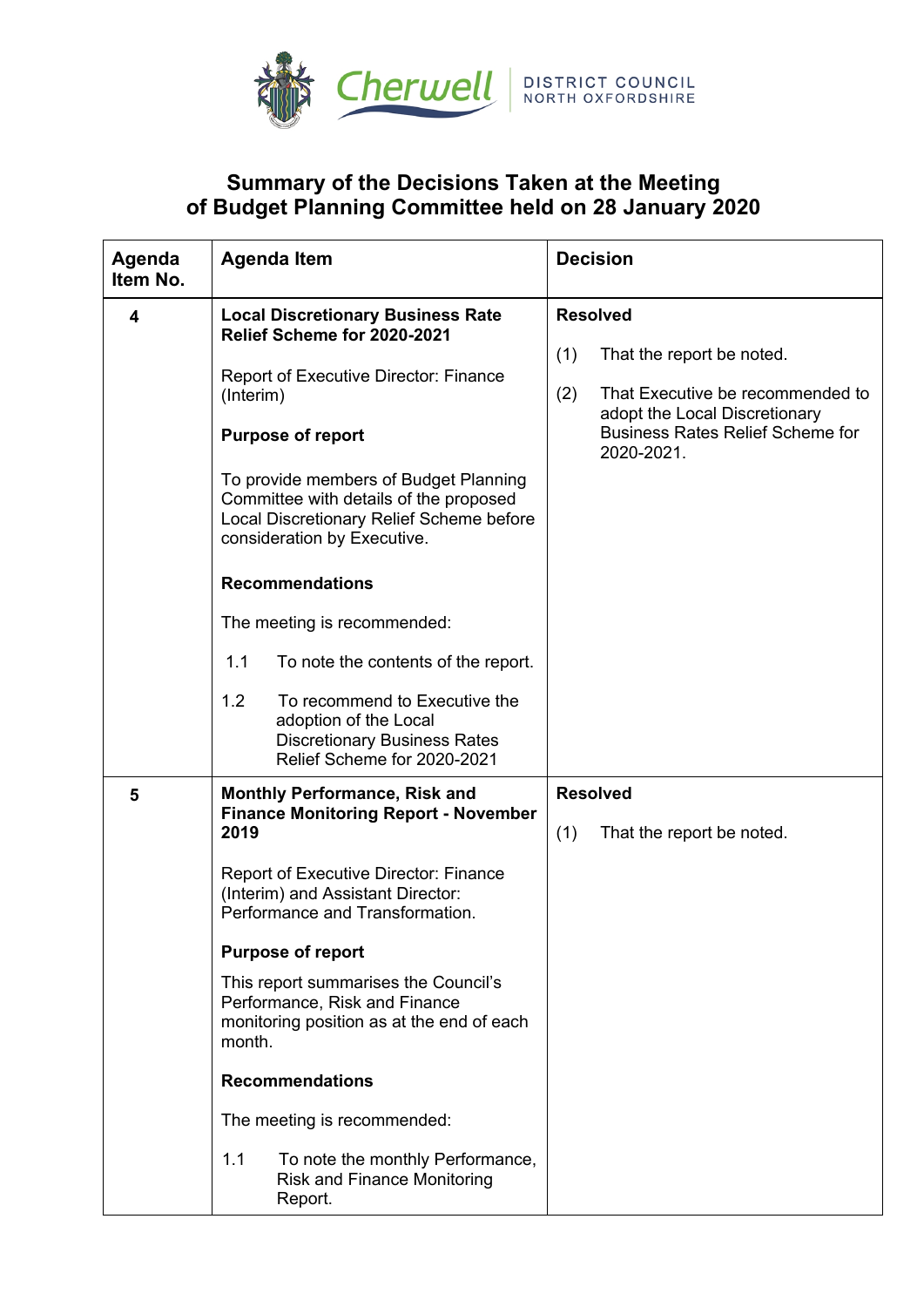# Summary of the Decisions Taken at the Meeting of Budget Planning Committee held on 28 January 2020

| Agenda Item No. | Agenda Item | Decision |
| --- | --- | --- |
| 4 | **Local Discretionary Business Rate Relief Scheme for 2020-2021**<br><br>Report of Executive Director: Finance (Interim)<br><br>**Purpose of report**<br><br>To provide members of Budget Planning Committee with details of the proposed Local Discretionary Relief Scheme before consideration by Executive.<br><br>**Recommendations**<br><br>The meeting is recommended:<br><br>1.1 To note the contents of the report.<br><br>1.2 To recommend to Executive the adoption of the Local Discretionary Business Rates Relief Scheme for 2020-2021 | **Resolved**<br><br>(1) That the report be noted.<br><br>(2) That Executive be recommended to adopt the Local Discretionary Business Rates Relief Scheme for 2020-2021. |
| 5 | **Monthly Performance, Risk and Finance Monitoring Report - November 2019**<br><br>Report of Executive Director: Finance (Interim) and Assistant Director: Performance and Transformation.<br><br>**Purpose of report**<br><br>This report summarises the Council's Performance, Risk and Finance monitoring position as at the end of each month.<br><br>**Recommendations**<br><br>The meeting is recommended:<br><br>1.1 To note the monthly Performance, Risk and Finance Monitoring Report. | **Resolved**<br><br>(1) That the report be noted. |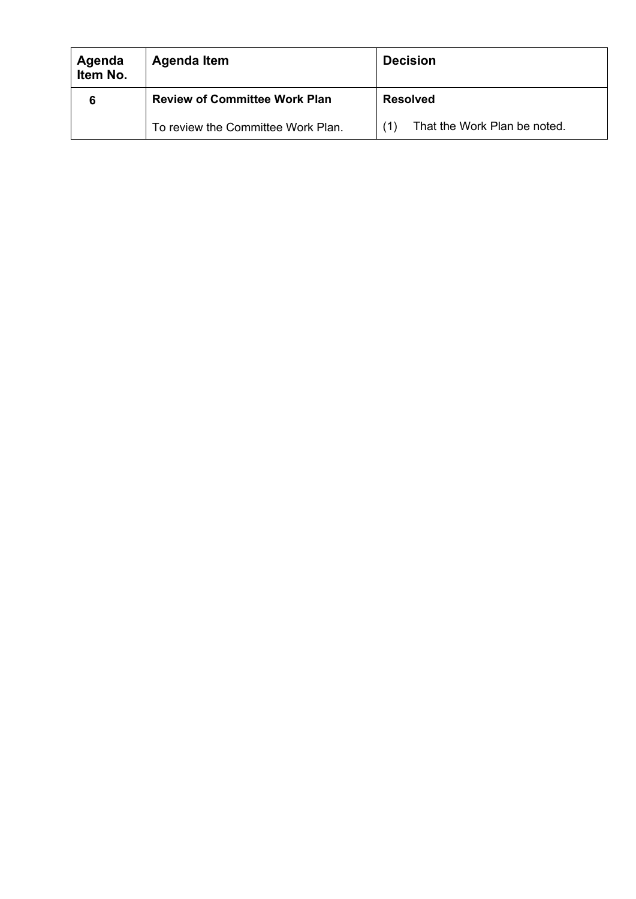| Agenda Item No. | Agenda Item | Decision |
|---|---|---|
| 6 | **Review of Committee Work Plan**<br><br>To review the Committee Work Plan. | **Resolved**<br><br>(1) That the Work Plan be noted. |